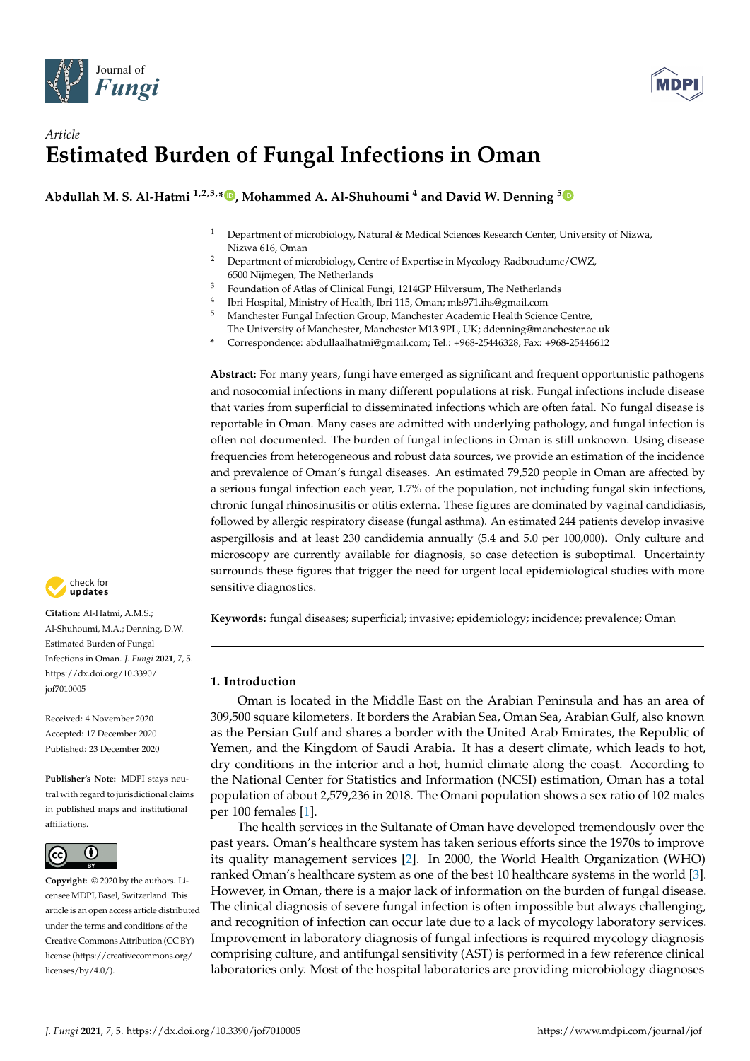*Article*

# Estimated Burden of Fungal Infections in Oman

**Abdullah M. S. Al-Hatmi [1,2,3,*], Mohammed A. Al-Shuhoumi [4] and David W. Denning [5]**

1. Department of microbiology, Natural & Medical Sciences Research Center, University of Nizwa, Nizwa 616, Oman
2. Department of microbiology, Centre of Expertise in Mycology Radboudumc/CWZ, 6500 Nijmegen, The Netherlands
3. Foundation of Atlas of Clinical Fungi, 1214GP Hilversum, The Netherlands
4. Ibri Hospital, Ministry of Health, Ibri 115, Oman; mls971.ihs@gmail.com
5. Manchester Fungal Infection Group, Manchester Academic Health Science Centre, The University of Manchester, Manchester M13 9PL, UK; ddenning@manchester.ac.uk

\* Correspondence: abdullaalhatmi@gmail.com; Tel.: +968-25446328; Fax: +968-25446612

**Abstract:** For many years, fungi have emerged as significant and frequent opportunistic pathogens and nosocomial infections in many different populations at risk. Fungal infections include disease that varies from superficial to disseminated infections which are often fatal. No fungal disease is reportable in Oman. Many cases are admitted with underlying pathology, and fungal infection is often not documented. The burden of fungal infections in Oman is still unknown. Using disease frequencies from heterogeneous and robust data sources, we provide an estimation of the incidence and prevalence of Oman's fungal diseases. An estimated 79,520 people in Oman are affected by a serious fungal infection each year, 1.7% of the population, not including fungal skin infections, chronic fungal rhinosinusitis or otitis externa. These figures are dominated by vaginal candidiasis, followed by allergic respiratory disease (fungal asthma). An estimated 244 patients develop invasive aspergillosis and at least 230 candidemia annually (5.4 and 5.0 per 100,000). Only culture and microscopy are currently available for diagnosis, so case detection is suboptimal. Uncertainty surrounds these figures that trigger the need for urgent local epidemiological studies with more sensitive diagnostics.

**Keywords:** fungal diseases; superficial; invasive; epidemiology; incidence; prevalence; Oman

**Citation:** Al-Hatmi, A.M.S.; Al-Shuhoumi, M.A.; Denning, D.W. Estimated Burden of Fungal Infections in Oman. *J. Fungi* **2021**, *7*, 5. https://dx.doi.org/10.3390/jof7010005

Received: 4 November 2020
Accepted: 17 December 2020
Published: 23 December 2020

**Publisher's Note:** MDPI stays neutral with regard to jurisdictional claims in published maps and institutional affiliations.

**Copyright:** © 2020 by the authors. Licensee MDPI, Basel, Switzerland. This article is an open access article distributed under the terms and conditions of the Creative Commons Attribution (CC BY) license (https://creativecommons.org/licenses/by/4.0/).

## 1. Introduction

Oman is located in the Middle East on the Arabian Peninsula and has an area of 309,500 square kilometers. It borders the Arabian Sea, Oman Sea, Arabian Gulf, also known as the Persian Gulf and shares a border with the United Arab Emirates, the Republic of Yemen, and the Kingdom of Saudi Arabia. It has a desert climate, which leads to hot, dry conditions in the interior and a hot, humid climate along the coast. According to the National Center for Statistics and Information (NCSI) estimation, Oman has a total population of about 2,579,236 in 2018. The Omani population shows a sex ratio of 102 males per 100 females [1].

The health services in the Sultanate of Oman have developed tremendously over the past years. Oman's healthcare system has taken serious efforts since the 1970s to improve its quality management services [2]. In 2000, the World Health Organization (WHO) ranked Oman's healthcare system as one of the best 10 healthcare systems in the world [3]. However, in Oman, there is a major lack of information on the burden of fungal disease. The clinical diagnosis of severe fungal infection is often impossible but always challenging, and recognition of infection can occur late due to a lack of mycology laboratory services. Improvement in laboratory diagnosis of fungal infections is required mycology diagnosis comprising culture, and antifungal sensitivity (AST) is performed in a few reference clinical laboratories only. Most of the hospital laboratories are providing microbiology diagnoses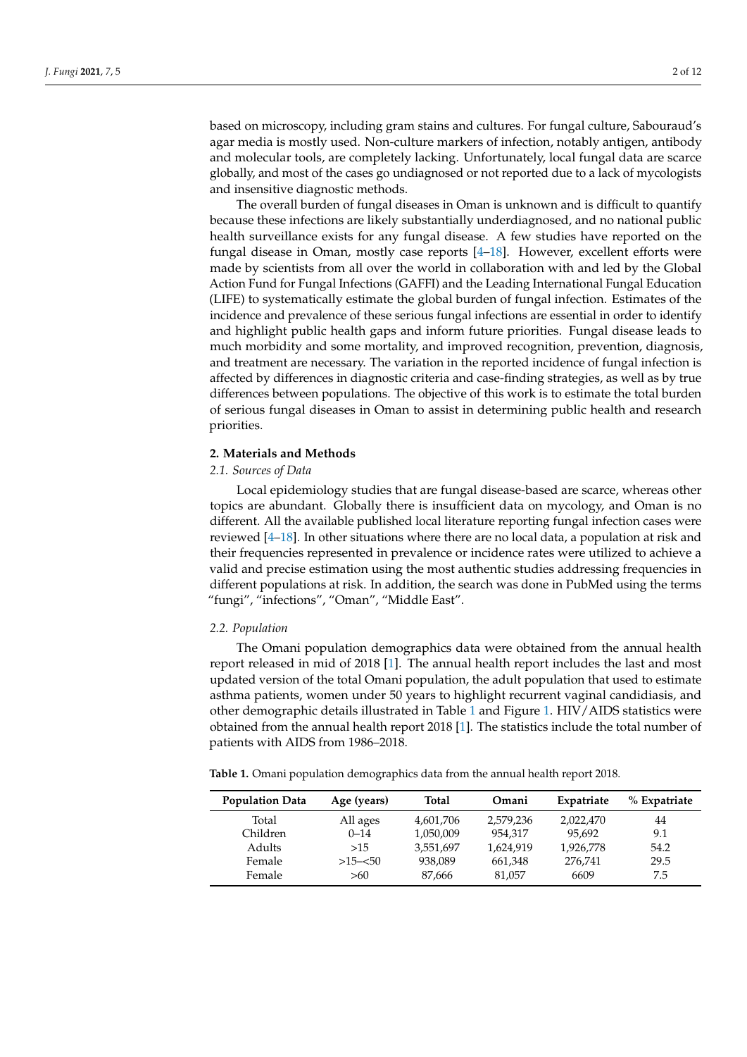based on microscopy, including gram stains and cultures. For fungal culture, Sabouraud's agar media is mostly used. Non-culture markers of infection, notably antigen, antibody and molecular tools, are completely lacking. Unfortunately, local fungal data are scarce globally, and most of the cases go undiagnosed or not reported due to a lack of mycologists and insensitive diagnostic methods.

The overall burden of fungal diseases in Oman is unknown and is difficult to quantify because these infections are likely substantially underdiagnosed, and no national public health surveillance exists for any fungal disease. A few studies have reported on the fungal disease in Oman, mostly case reports [4–18]. However, excellent efforts were made by scientists from all over the world in collaboration with and led by the Global Action Fund for Fungal Infections (GAFFI) and the Leading International Fungal Education (LIFE) to systematically estimate the global burden of fungal infection. Estimates of the incidence and prevalence of these serious fungal infections are essential in order to identify and highlight public health gaps and inform future priorities. Fungal disease leads to much morbidity and some mortality, and improved recognition, prevention, diagnosis, and treatment are necessary. The variation in the reported incidence of fungal infection is affected by differences in diagnostic criteria and case-finding strategies, as well as by true differences between populations. The objective of this work is to estimate the total burden of serious fungal diseases in Oman to assist in determining public health and research priorities.

## 2. Materials and Methods

### 2.1. Sources of Data

Local epidemiology studies that are fungal disease-based are scarce, whereas other topics are abundant. Globally there is insufficient data on mycology, and Oman is no different. All the available published local literature reporting fungal infection cases were reviewed [4–18]. In other situations where there are no local data, a population at risk and their frequencies represented in prevalence or incidence rates were utilized to achieve a valid and precise estimation using the most authentic studies addressing frequencies in different populations at risk. In addition, the search was done in PubMed using the terms "fungi", "infections", "Oman", "Middle East".

### 2.2. Population

The Omani population demographics data were obtained from the annual health report released in mid of 2018 [1]. The annual health report includes the last and most updated version of the total Omani population, the adult population that used to estimate asthma patients, women under 50 years to highlight recurrent vaginal candidiasis, and other demographic details illustrated in Table 1 and Figure 1. HIV/AIDS statistics were obtained from the annual health report 2018 [1]. The statistics include the total number of patients with AIDS from 1986–2018.

**Table 1.** Omani population demographics data from the annual health report 2018.

| Population Data | Age (years) | Total | Omani | Expatriate | % Expatriate |
|---|---|---|---|---|---|
| Total | All ages | 4,601,706 | 2,579,236 | 2,022,470 | 44 |
| Children | 0–14 | 1,050,009 | 954,317 | 95,692 | 9.1 |
| Adults | >15 | 3,551,697 | 1,624,919 | 1,926,778 | 54.2 |
| Female | >15–<50 | 938,089 | 661,348 | 276,741 | 29.5 |
| Female | >60 | 87,666 | 81,057 | 6609 | 7.5 |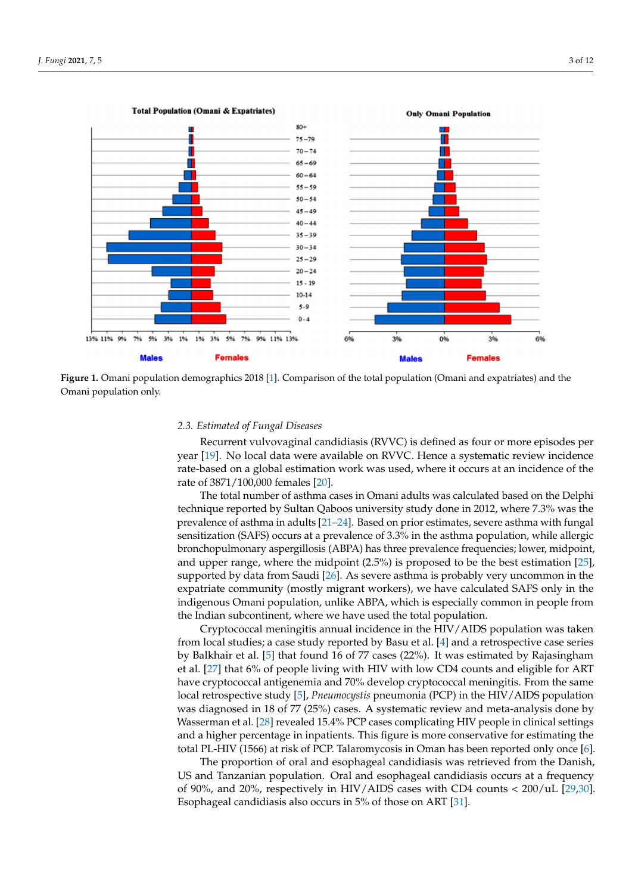Figure 1. Omani population demographics 2018 [1]. Comparison of the total population (Omani and expatriates) and the Omani population only.

### 2.3. Estimated of Fungal Diseases

Recurrent vulvovaginal candidiasis (RVVC) is defined as four or more episodes per year [19]. No local data were available on RVVC. Hence a systematic review incidence rate-based on a global estimation work was used, where it occurs at an incidence of the rate of 3871/100,000 females [20].

The total number of asthma cases in Omani adults was calculated based on the Delphi technique reported by Sultan Qaboos university study done in 2012, where 7.3% was the prevalence of asthma in adults [21–24]. Based on prior estimates, severe asthma with fungal sensitization (SAFS) occurs at a prevalence of 3.3% in the asthma population, while allergic bronchopulmonary aspergillosis (ABPA) has three prevalence frequencies; lower, midpoint, and upper range, where the midpoint (2.5%) is proposed to be the best estimation [25], supported by data from Saudi [26]. As severe asthma is probably very uncommon in the expatriate community (mostly migrant workers), we have calculated SAFS only in the indigenous Omani population, unlike ABPA, which is especially common in people from the Indian subcontinent, where we have used the total population.

Cryptococcal meningitis annual incidence in the HIV/AIDS population was taken from local studies; a case study reported by Basu et al. [4] and a retrospective case series by Balkhair et al. [5] that found 16 of 77 cases (22%). It was estimated by Rajasingham et al. [27] that 6% of people living with HIV with low CD4 counts and eligible for ART have cryptococcal antigenemia and 70% develop cryptococcal meningitis. From the same local retrospective study [5], *Pneumocystis* pneumonia (PCP) in the HIV/AIDS population was diagnosed in 18 of 77 (25%) cases. A systematic review and meta-analysis done by Wasserman et al. [28] revealed 15.4% PCP cases complicating HIV people in clinical settings and a higher percentage in inpatients. This figure is more conservative for estimating the total PL-HIV (1566) at risk of PCP. Talaromycosis in Oman has been reported only once [6].

The proportion of oral and esophageal candidiasis was retrieved from the Danish, US and Tanzanian population. Oral and esophageal candidiasis occurs at a frequency of 90%, and 20%, respectively in HIV/AIDS cases with CD4 counts < 200/uL [29,30]. Esophageal candidiasis also occurs in 5% of those on ART [31].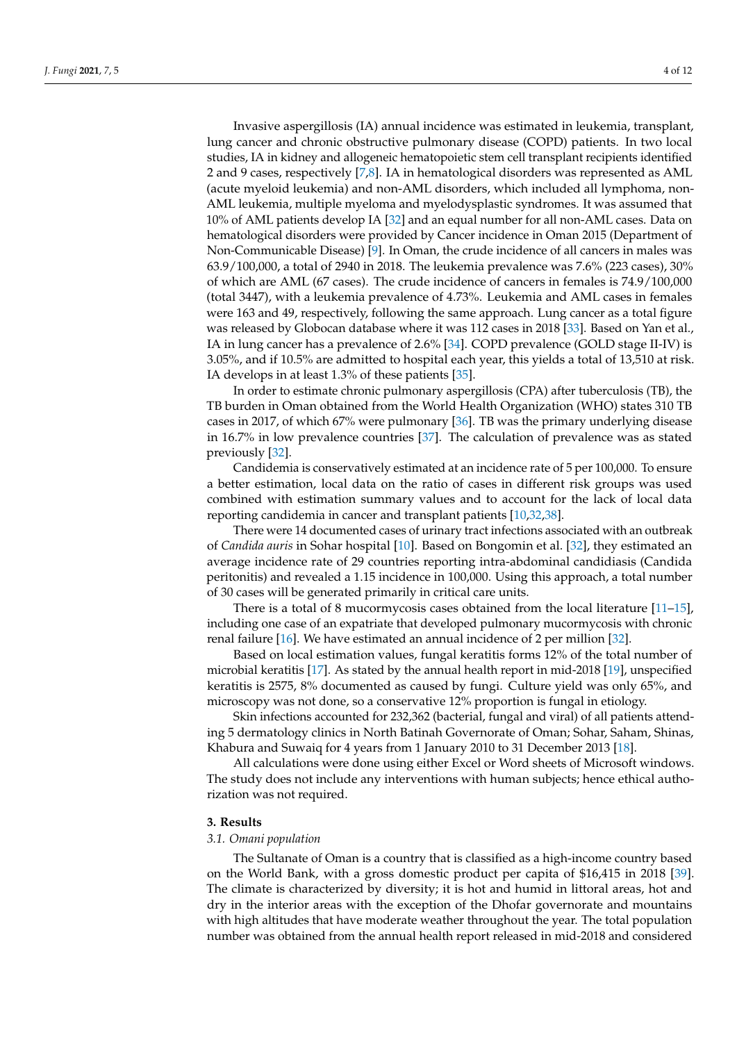Invasive aspergillosis (IA) annual incidence was estimated in leukemia, transplant, lung cancer and chronic obstructive pulmonary disease (COPD) patients. In two local studies, IA in kidney and allogeneic hematopoietic stem cell transplant recipients identified 2 and 9 cases, respectively [7,8]. IA in hematological disorders was represented as AML (acute myeloid leukemia) and non-AML disorders, which included all lymphoma, non-AML leukemia, multiple myeloma and myelodysplastic syndromes. It was assumed that 10% of AML patients develop IA [32] and an equal number for all non-AML cases. Data on hematological disorders were provided by Cancer incidence in Oman 2015 (Department of Non-Communicable Disease) [9]. In Oman, the crude incidence of all cancers in males was 63.9/100,000, a total of 2940 in 2018. The leukemia prevalence was 7.6% (223 cases), 30% of which are AML (67 cases). The crude incidence of cancers in females is 74.9/100,000 (total 3447), with a leukemia prevalence of 4.73%. Leukemia and AML cases in females were 163 and 49, respectively, following the same approach. Lung cancer as a total figure was released by Globocan database where it was 112 cases in 2018 [33]. Based on Yan et al., IA in lung cancer has a prevalence of 2.6% [34]. COPD prevalence (GOLD stage II-IV) is 3.05%, and if 10.5% are admitted to hospital each year, this yields a total of 13,510 at risk. IA develops in at least 1.3% of these patients [35].

In order to estimate chronic pulmonary aspergillosis (CPA) after tuberculosis (TB), the TB burden in Oman obtained from the World Health Organization (WHO) states 310 TB cases in 2017, of which 67% were pulmonary [36]. TB was the primary underlying disease in 16.7% in low prevalence countries [37]. The calculation of prevalence was as stated previously [32].

Candidemia is conservatively estimated at an incidence rate of 5 per 100,000. To ensure a better estimation, local data on the ratio of cases in different risk groups was used combined with estimation summary values and to account for the lack of local data reporting candidemia in cancer and transplant patients [10,32,38].

There were 14 documented cases of urinary tract infections associated with an outbreak of *Candida auris* in Sohar hospital [10]. Based on Bongomin et al. [32], they estimated an average incidence rate of 29 countries reporting intra-abdominal candidiasis (Candida peritonitis) and revealed a 1.15 incidence in 100,000. Using this approach, a total number of 30 cases will be generated primarily in critical care units.

There is a total of 8 mucormycosis cases obtained from the local literature [11–15], including one case of an expatriate that developed pulmonary mucormycosis with chronic renal failure [16]. We have estimated an annual incidence of 2 per million [32].

Based on local estimation values, fungal keratitis forms 12% of the total number of microbial keratitis [17]. As stated by the annual health report in mid-2018 [19], unspecified keratitis is 2575, 8% documented as caused by fungi. Culture yield was only 65%, and microscopy was not done, so a conservative 12% proportion is fungal in etiology.

Skin infections accounted for 232,362 (bacterial, fungal and viral) of all patients attending 5 dermatology clinics in North Batinah Governorate of Oman; Sohar, Saham, Shinas, Khabura and Suwaiq for 4 years from 1 January 2010 to 31 December 2013 [18].

All calculations were done using either Excel or Word sheets of Microsoft windows. The study does not include any interventions with human subjects; hence ethical authorization was not required.

## 3. Results

### 3.1. Omani population

The Sultanate of Oman is a country that is classified as a high-income country based on the World Bank, with a gross domestic product per capita of $16,415 in 2018 [39]. The climate is characterized by diversity; it is hot and humid in littoral areas, hot and dry in the interior areas with the exception of the Dhofar governorate and mountains with high altitudes that have moderate weather throughout the year. The total population number was obtained from the annual health report released in mid-2018 and considered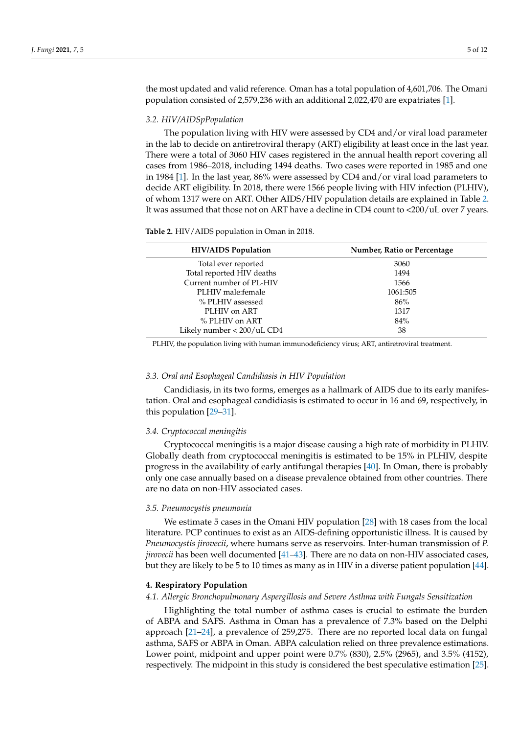the most updated and valid reference. Oman has a total population of 4,601,706. The Omani population consisted of 2,579,236 with an additional 2,022,470 are expatriates [1].

### *3.2. HIV/AIDSpPopulation*

The population living with HIV were assessed by CD4 and/or viral load parameter in the lab to decide on antiretroviral therapy (ART) eligibility at least once in the last year. There were a total of 3060 HIV cases registered in the annual health report covering all cases from 1986–2018, including 1494 deaths. Two cases were reported in 1985 and one in 1984 [1]. In the last year, 86% were assessed by CD4 and/or viral load parameters to decide ART eligibility. In 2018, there were 1566 people living with HIV infection (PLHIV), of whom 1317 were on ART. Other AIDS/HIV population details are explained in Table 2. It was assumed that those not on ART have a decline in CD4 count to <200/uL over 7 years.

**Table 2.** HIV/AIDS population in Oman in 2018.

| HIV/AIDS Population | Number, Ratio or Percentage |
|---|---|
| Total ever reported | 3060 |
| Total reported HIV deaths | 1494 |
| Current number of PL-HIV | 1566 |
| PLHIV male:female | 1061:505 |
| % PLHIV assessed | 86% |
| PLHIV on ART | 1317 |
| % PLHIV on ART | 84% |
| Likely number < 200/uL CD4 | 38 |

PLHIV, the population living with human immunodeficiency virus; ART, antiretroviral treatment.

### *3.3. Oral and Esophageal Candidiasis in HIV Population*

Candidiasis, in its two forms, emerges as a hallmark of AIDS due to its early manifestation. Oral and esophageal candidiasis is estimated to occur in 16 and 69, respectively, in this population [29–31].

### *3.4. Cryptococcal meningitis*

Cryptococcal meningitis is a major disease causing a high rate of morbidity in PLHIV. Globally death from cryptococcal meningitis is estimated to be 15% in PLHIV, despite progress in the availability of early antifungal therapies [40]. In Oman, there is probably only one case annually based on a disease prevalence obtained from other countries. There are no data on non-HIV associated cases.

### *3.5. Pneumocystis pneumonia*

We estimate 5 cases in the Omani HIV population [28] with 18 cases from the local literature. PCP continues to exist as an AIDS-defining opportunistic illness. It is caused by *Pneumocystis jirovecii*, where humans serve as reservoirs. Inter-human transmission of *P. jirovecii* has been well documented [41–43]. There are no data on non-HIV associated cases, but they are likely to be 5 to 10 times as many as in HIV in a diverse patient population [44].

## 4. Respiratory Population

### *4.1. Allergic Bronchopulmonary Aspergillosis and Severe Asthma with Fungals Sensitization*

Highlighting the total number of asthma cases is crucial to estimate the burden of ABPA and SAFS. Asthma in Oman has a prevalence of 7.3% based on the Delphi approach [21–24], a prevalence of 259,275. There are no reported local data on fungal asthma, SAFS or ABPA in Oman. ABPA calculation relied on three prevalence estimations. Lower point, midpoint and upper point were 0.7% (830), 2.5% (2965), and 3.5% (4152), respectively. The midpoint in this study is considered the best speculative estimation [25].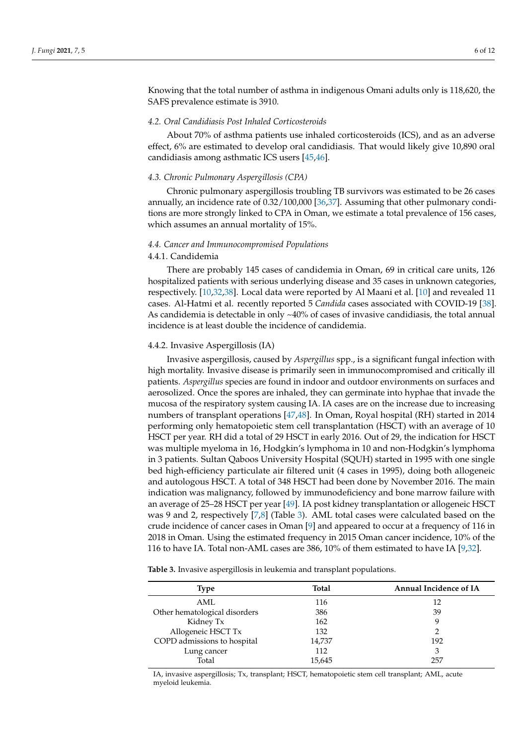Knowing that the total number of asthma in indigenous Omani adults only is 118,620, the SAFS prevalence estimate is 3910.

### 4.2. Oral Candidiasis Post Inhaled Corticosteroids

About 70% of asthma patients use inhaled corticosteroids (ICS), and as an adverse effect, 6% are estimated to develop oral candidiasis. That would likely give 10,890 oral candidiasis among asthmatic ICS users [45,46].

### 4.3. Chronic Pulmonary Aspergillosis (CPA)

Chronic pulmonary aspergillosis troubling TB survivors was estimated to be 26 cases annually, an incidence rate of 0.32/100,000 [36,37]. Assuming that other pulmonary conditions are more strongly linked to CPA in Oman, we estimate a total prevalence of 156 cases, which assumes an annual mortality of 15%.

### 4.4. Cancer and Immunocompromised Populations

#### 4.4.1. Candidemia

There are probably 145 cases of candidemia in Oman, 69 in critical care units, 126 hospitalized patients with serious underlying disease and 35 cases in unknown categories, respectively. [10,32,38]. Local data were reported by Al Maani et al. [10] and revealed 11 cases. Al-Hatmi et al. recently reported 5 *Candida* cases associated with COVID-19 [38]. As candidemia is detectable in only ~40% of cases of invasive candidiasis, the total annual incidence is at least double the incidence of candidemia.

#### 4.4.2. Invasive Aspergillosis (IA)

Invasive aspergillosis, caused by *Aspergillus* spp., is a significant fungal infection with high mortality. Invasive disease is primarily seen in immunocompromised and critically ill patients. *Aspergillus* species are found in indoor and outdoor environments on surfaces and aerosolized. Once the spores are inhaled, they can germinate into hyphae that invade the mucosa of the respiratory system causing IA. IA cases are on the increase due to increasing numbers of transplant operations [47,48]. In Oman, Royal hospital (RH) started in 2014 performing only hematopoietic stem cell transplantation (HSCT) with an average of 10 HSCT per year. RH did a total of 29 HSCT in early 2016. Out of 29, the indication for HSCT was multiple myeloma in 16, Hodgkin's lymphoma in 10 and non-Hodgkin's lymphoma in 3 patients. Sultan Qaboos University Hospital (SQUH) started in 1995 with one single bed high-efficiency particulate air filtered unit (4 cases in 1995), doing both allogeneic and autologous HSCT. A total of 348 HSCT had been done by November 2016. The main indication was malignancy, followed by immunodeficiency and bone marrow failure with an average of 25–28 HSCT per year [49]. IA post kidney transplantation or allogeneic HSCT was 9 and 2, respectively [7,8] (Table 3). AML total cases were calculated based on the crude incidence of cancer cases in Oman [9] and appeared to occur at a frequency of 116 in 2018 in Oman. Using the estimated frequency in 2015 Oman cancer incidence, 10% of the 116 to have IA. Total non-AML cases are 386, 10% of them estimated to have IA [9,32].

**Table 3.** Invasive aspergillosis in leukemia and transplant populations.

| Type | Total | Annual Incidence of IA |
|---|---|---|
| AML | 116 | 12 |
| Other hematological disorders | 386 | 39 |
| Kidney Tx | 162 | 9 |
| Allogeneic HSCT Tx | 132 | 2 |
| COPD admissions to hospital | 14,737 | 192 |
| Lung cancer | 112 | 3 |
| Total | 15,645 | 257 |

IA, invasive aspergillosis; Tx, transplant; HSCT, hematopoietic stem cell transplant; AML, acute myeloid leukemia.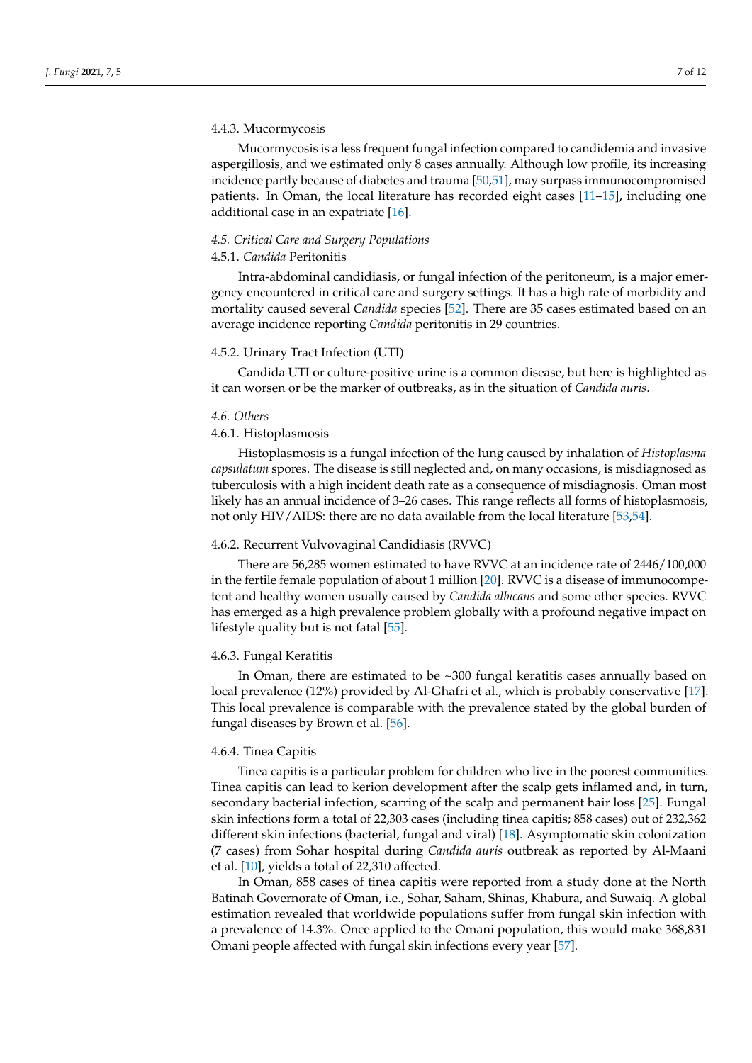#### 4.4.3. Mucormycosis

Mucormycosis is a less frequent fungal infection compared to candidemia and invasive aspergillosis, and we estimated only 8 cases annually. Although low profile, its increasing incidence partly because of diabetes and trauma [50,51], may surpass immunocompromised patients. In Oman, the local literature has recorded eight cases [11–15], including one additional case in an expatriate [16].

### *4.5. Critical Care and Surgery Populations*

#### 4.5.1. *Candida* Peritonitis

Intra-abdominal candidiasis, or fungal infection of the peritoneum, is a major emergency encountered in critical care and surgery settings. It has a high rate of morbidity and mortality caused several *Candida* species [52]. There are 35 cases estimated based on an average incidence reporting *Candida* peritonitis in 29 countries.

#### 4.5.2. Urinary Tract Infection (UTI)

Candida UTI or culture-positive urine is a common disease, but here is highlighted as it can worsen or be the marker of outbreaks, as in the situation of *Candida auris*.

### *4.6. Others*

#### 4.6.1. Histoplasmosis

Histoplasmosis is a fungal infection of the lung caused by inhalation of *Histoplasma capsulatum* spores. The disease is still neglected and, on many occasions, is misdiagnosed as tuberculosis with a high incident death rate as a consequence of misdiagnosis. Oman most likely has an annual incidence of 3–26 cases. This range reflects all forms of histoplasmosis, not only HIV/AIDS: there are no data available from the local literature [53,54].

#### 4.6.2. Recurrent Vulvovaginal Candidiasis (RVVC)

There are 56,285 women estimated to have RVVC at an incidence rate of 2446/100,000 in the fertile female population of about 1 million [20]. RVVC is a disease of immunocompetent and healthy women usually caused by *Candida albicans* and some other species. RVVC has emerged as a high prevalence problem globally with a profound negative impact on lifestyle quality but is not fatal [55].

#### 4.6.3. Fungal Keratitis

In Oman, there are estimated to be ~300 fungal keratitis cases annually based on local prevalence (12%) provided by Al-Ghafri et al., which is probably conservative [17]. This local prevalence is comparable with the prevalence stated by the global burden of fungal diseases by Brown et al. [56].

#### 4.6.4. Tinea Capitis

Tinea capitis is a particular problem for children who live in the poorest communities. Tinea capitis can lead to kerion development after the scalp gets inflamed and, in turn, secondary bacterial infection, scarring of the scalp and permanent hair loss [25]. Fungal skin infections form a total of 22,303 cases (including tinea capitis; 858 cases) out of 232,362 different skin infections (bacterial, fungal and viral) [18]. Asymptomatic skin colonization (7 cases) from Sohar hospital during *Candida auris* outbreak as reported by Al-Maani et al. [10], yields a total of 22,310 affected.

In Oman, 858 cases of tinea capitis were reported from a study done at the North Batinah Governorate of Oman, i.e., Sohar, Saham, Shinas, Khabura, and Suwaiq. A global estimation revealed that worldwide populations suffer from fungal skin infection with a prevalence of 14.3%. Once applied to the Omani population, this would make 368,831 Omani people affected with fungal skin infections every year [57].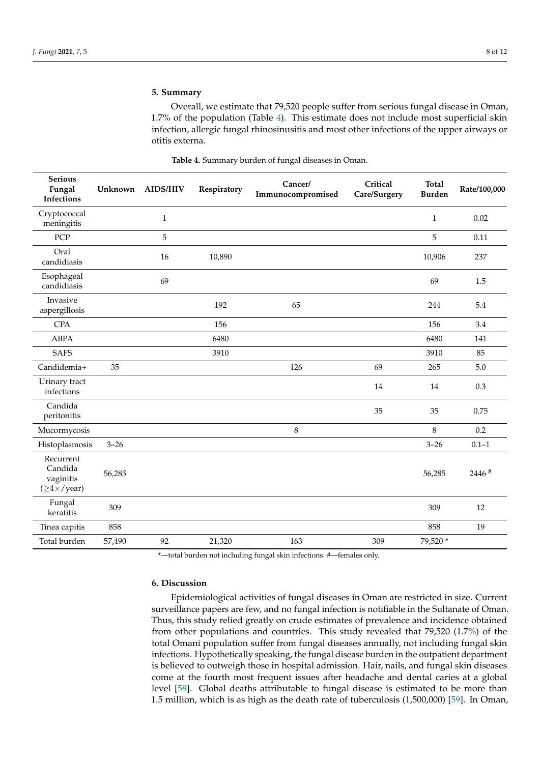## 5. Summary

Overall, we estimate that 79,520 people suffer from serious fungal disease in Oman, 1.7% of the population (Table 4). This estimate does not include most superficial skin infection, allergic fungal rhinosinusitis and most other infections of the upper airways or otitis externa.

**Table 4.** Summary burden of fungal diseases in Oman.

| Serious Fungal Infections | Unknown | AIDS/HIV | Respiratory | Cancer/ Immunocompromised | Critical Care/Surgery | Total Burden | Rate/100,000 |
|---|---|---|---|---|---|---|---|
| Cryptococcal meningitis | | 1 | | | | 1 | 0.02 |
| PCP | | 5 | | | | 5 | 0.11 |
| Oral candidiasis | | 16 | 10,890 | | | 10,906 | 237 |
| Esophageal candidiasis | | 69 | | | | 69 | 1.5 |
| Invasive aspergillosis | | | 192 | 65 | | 244 | 5.4 |
| CPA | | | 156 | | | 156 | 3.4 |
| ABPA | | | 6480 | | | 6480 | 141 |
| SAFS | | | 3910 | | | 3910 | 85 |
| Candidemia+ | 35 | | | 126 | 69 | 265 | 5.0 |
| Urinary tract infections | | | | | 14 | 14 | 0.3 |
| Candida peritonitis | | | | | 35 | 35 | 0.75 |
| Mucormycosis | | | | 8 | | 8 | 0.2 |
| Histoplasmosis | 3–26 | | | | | 3–26 | 0.1–1 |
| Recurrent Candida vaginitis (≥4×/year) | 56,285 | | | | | 56,285 | 2446 # |
| Fungal keratitis | 309 | | | | | 309 | 12 |
| Tinea capitis | 858 | | | | | 858 | 19 |
| Total burden | 57,490 | 92 | 21,320 | 163 | 309 | 79,520 * | |

*—total burden not including fungal skin infections. #—females only.

## 6. Discussion

Epidemiological activities of fungal diseases in Oman are restricted in size. Current surveillance papers are few, and no fungal infection is notifiable in the Sultanate of Oman. Thus, this study relied greatly on crude estimates of prevalence and incidence obtained from other populations and countries. This study revealed that 79,520 (1.7%) of the total Omani population suffer from fungal diseases annually, not including fungal skin infections. Hypothetically speaking, the fungal disease burden in the outpatient department is believed to outweigh those in hospital admission. Hair, nails, and fungal skin diseases come at the fourth most frequent issues after headache and dental caries at a global level [58]. Global deaths attributable to fungal disease is estimated to be more than 1.5 million, which is as high as the death rate of tuberculosis (1,500,000) [59]. In Oman,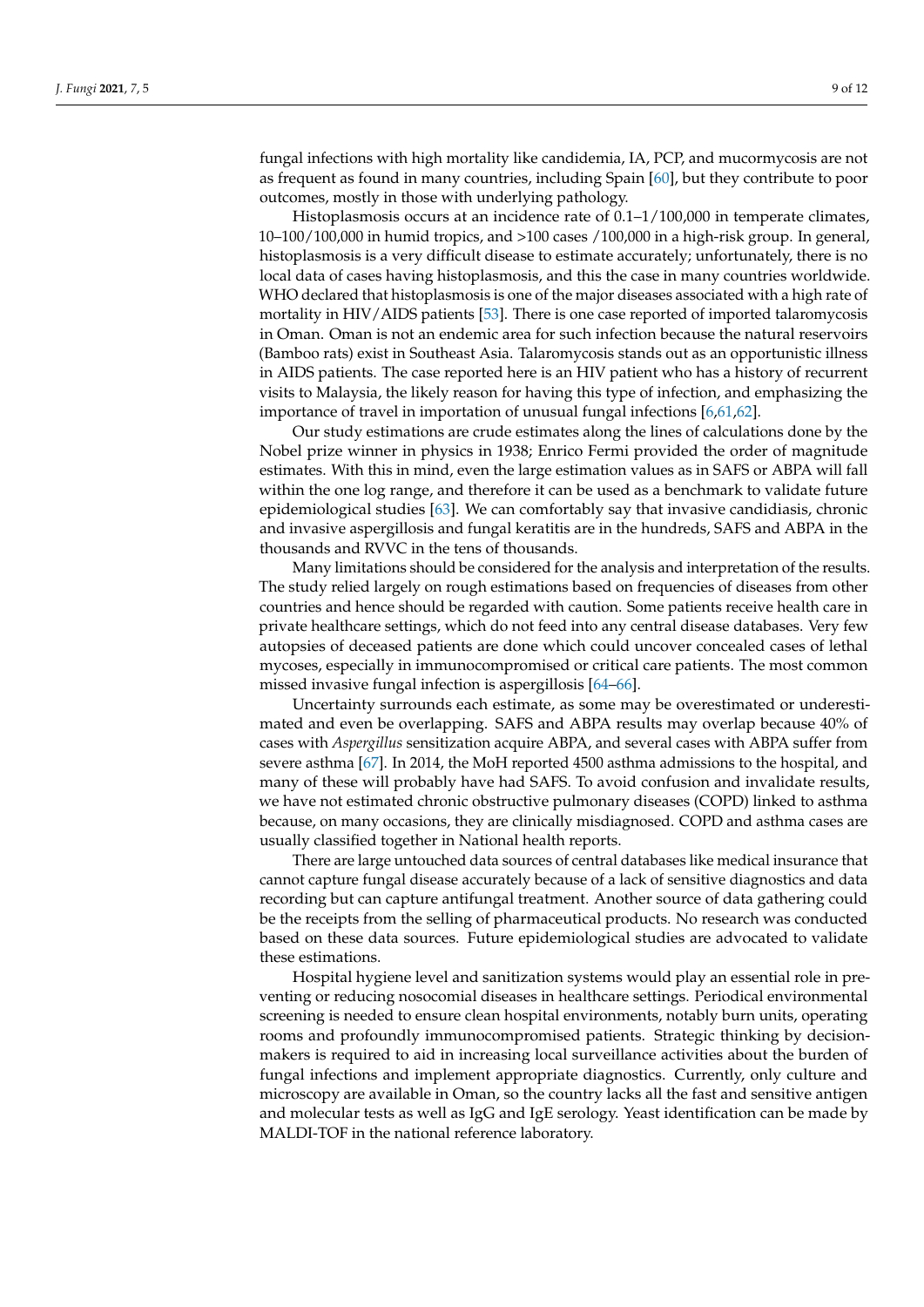fungal infections with high mortality like candidemia, IA, PCP, and mucormycosis are not as frequent as found in many countries, including Spain [60], but they contribute to poor outcomes, mostly in those with underlying pathology.

Histoplasmosis occurs at an incidence rate of 0.1–1/100,000 in temperate climates, 10–100/100,000 in humid tropics, and >100 cases /100,000 in a high-risk group. In general, histoplasmosis is a very difficult disease to estimate accurately; unfortunately, there is no local data of cases having histoplasmosis, and this the case in many countries worldwide. WHO declared that histoplasmosis is one of the major diseases associated with a high rate of mortality in HIV/AIDS patients [53]. There is one case reported of imported talaromycosis in Oman. Oman is not an endemic area for such infection because the natural reservoirs (Bamboo rats) exist in Southeast Asia. Talaromycosis stands out as an opportunistic illness in AIDS patients. The case reported here is an HIV patient who has a history of recurrent visits to Malaysia, the likely reason for having this type of infection, and emphasizing the importance of travel in importation of unusual fungal infections [6,61,62].

Our study estimations are crude estimates along the lines of calculations done by the Nobel prize winner in physics in 1938; Enrico Fermi provided the order of magnitude estimates. With this in mind, even the large estimation values as in SAFS or ABPA will fall within the one log range, and therefore it can be used as a benchmark to validate future epidemiological studies [63]. We can comfortably say that invasive candidiasis, chronic and invasive aspergillosis and fungal keratitis are in the hundreds, SAFS and ABPA in the thousands and RVVC in the tens of thousands.

Many limitations should be considered for the analysis and interpretation of the results. The study relied largely on rough estimations based on frequencies of diseases from other countries and hence should be regarded with caution. Some patients receive health care in private healthcare settings, which do not feed into any central disease databases. Very few autopsies of deceased patients are done which could uncover concealed cases of lethal mycoses, especially in immunocompromised or critical care patients. The most common missed invasive fungal infection is aspergillosis [64–66].

Uncertainty surrounds each estimate, as some may be overestimated or underestimated and even be overlapping. SAFS and ABPA results may overlap because 40% of cases with *Aspergillus* sensitization acquire ABPA, and several cases with ABPA suffer from severe asthma [67]. In 2014, the MoH reported 4500 asthma admissions to the hospital, and many of these will probably have had SAFS. To avoid confusion and invalidate results, we have not estimated chronic obstructive pulmonary diseases (COPD) linked to asthma because, on many occasions, they are clinically misdiagnosed. COPD and asthma cases are usually classified together in National health reports.

There are large untouched data sources of central databases like medical insurance that cannot capture fungal disease accurately because of a lack of sensitive diagnostics and data recording but can capture antifungal treatment. Another source of data gathering could be the receipts from the selling of pharmaceutical products. No research was conducted based on these data sources. Future epidemiological studies are advocated to validate these estimations.

Hospital hygiene level and sanitization systems would play an essential role in preventing or reducing nosocomial diseases in healthcare settings. Periodical environmental screening is needed to ensure clean hospital environments, notably burn units, operating rooms and profoundly immunocompromised patients. Strategic thinking by decision-makers is required to aid in increasing local surveillance activities about the burden of fungal infections and implement appropriate diagnostics. Currently, only culture and microscopy are available in Oman, so the country lacks all the fast and sensitive antigen and molecular tests as well as IgG and IgE serology. Yeast identification can be made by MALDI-TOF in the national reference laboratory.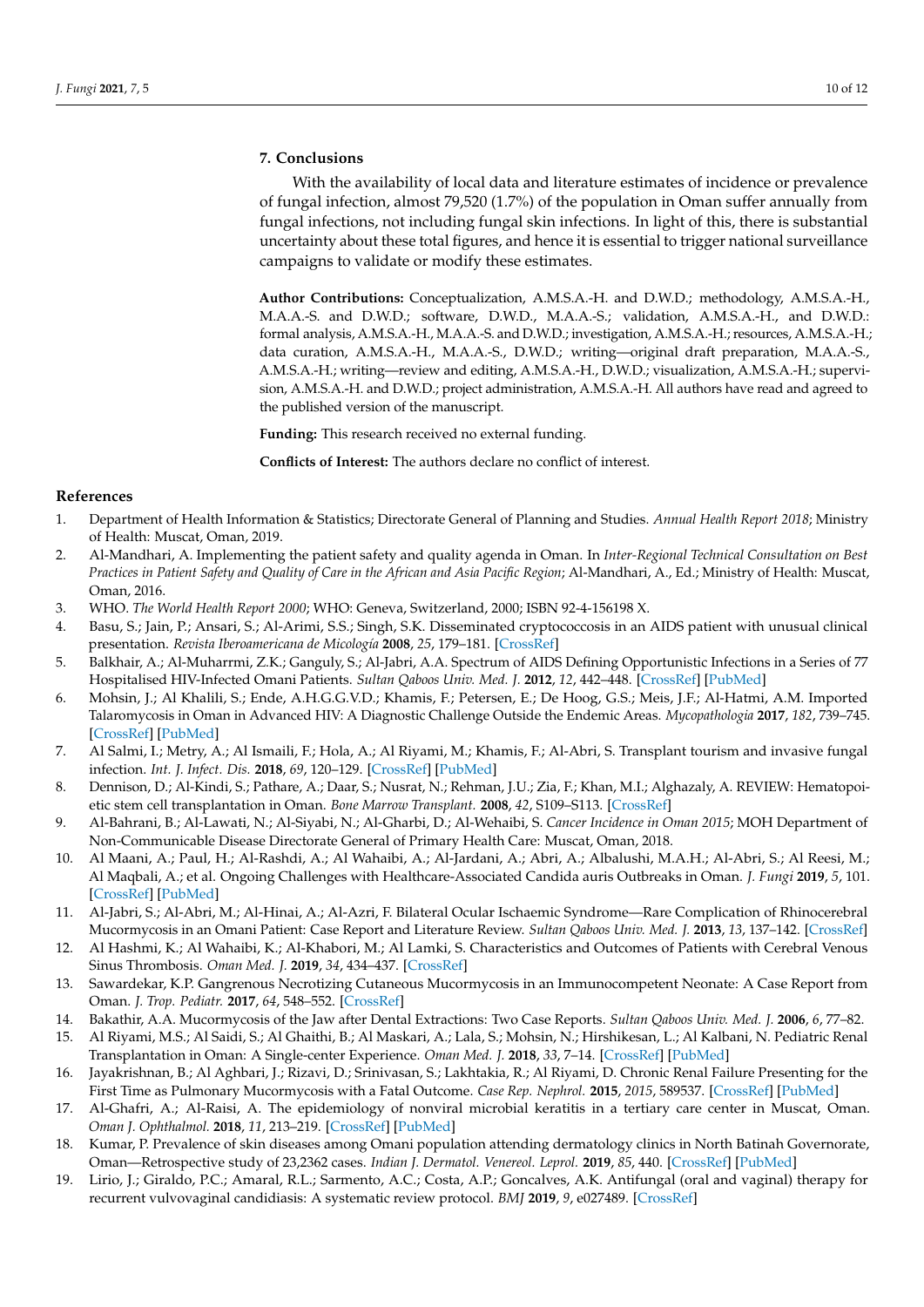## 7. Conclusions

With the availability of local data and literature estimates of incidence or prevalence of fungal infection, almost 79,520 (1.7%) of the population in Oman suffer annually from fungal infections, not including fungal skin infections. In light of this, there is substantial uncertainty about these total figures, and hence it is essential to trigger national surveillance campaigns to validate or modify these estimates.

**Author Contributions:** Conceptualization, A.M.S.A.-H. and D.W.D.; methodology, A.M.S.A.-H., M.A.A.-S. and D.W.D.; software, D.W.D., M.A.A.-S.; validation, A.M.S.A.-H., and D.W.D.: formal analysis, A.M.S.A.-H., M.A.A.-S. and D.W.D.; investigation, A.M.S.A.-H.; resources, A.M.S.A.-H.; data curation, A.M.S.A.-H., M.A.A.-S., D.W.D.; writing—original draft preparation, M.A.A.-S., A.M.S.A.-H.; writing—review and editing, A.M.S.A.-H., D.W.D.; visualization, A.M.S.A.-H.; supervision, A.M.S.A.-H. and D.W.D.; project administration, A.M.S.A.-H. All authors have read and agreed to the published version of the manuscript.

**Funding:** This research received no external funding.

**Conflicts of Interest:** The authors declare no conflict of interest.

## References

1. Department of Health Information & Statistics; Directorate General of Planning and Studies. *Annual Health Report 2018*; Ministry of Health: Muscat, Oman, 2019.
2. Al-Mandhari, A. Implementing the patient safety and quality agenda in Oman. In *Inter-Regional Technical Consultation on Best Practices in Patient Safety and Quality of Care in the African and Asia Pacific Region*; Al-Mandhari, A., Ed.; Ministry of Health: Muscat, Oman, 2016.
3. WHO. *The World Health Report 2000*; WHO: Geneva, Switzerland, 2000; ISBN 92-4-156198 X.
4. Basu, S.; Jain, P.; Ansari, S.; Al-Arimi, S.S.; Singh, S.K. Disseminated cryptococcosis in an AIDS patient with unusual clinical presentation. *Revista Iberoamericana de Micología* **2008**, *25*, 179–181. [CrossRef]
5. Balkhair, A.; Al-Muharrmi, Z.K.; Ganguly, S.; Al-Jabri, A.A. Spectrum of AIDS Defining Opportunistic Infections in a Series of 77 Hospitalised HIV-Infected Omani Patients. *Sultan Qaboos Univ. Med. J.* **2012**, *12*, 442–448. [CrossRef] [PubMed]
6. Mohsin, J.; Al Khalili, S.; Ende, A.H.G.G.V.D.; Khamis, F.; Petersen, E.; De Hoog, G.S.; Meis, J.F.; Al-Hatmi, A.M. Imported Talaromycosis in Oman in Advanced HIV: A Diagnostic Challenge Outside the Endemic Areas. *Mycopathologia* **2017**, *182*, 739–745. [CrossRef] [PubMed]
7. Al Salmi, I.; Metry, A.; Al Ismaili, F.; Hola, A.; Al Riyami, M.; Khamis, F.; Al-Abri, S. Transplant tourism and invasive fungal infection. *Int. J. Infect. Dis.* **2018**, *69*, 120–129. [CrossRef] [PubMed]
8. Dennison, D.; Al-Kindi, S.; Pathare, A.; Daar, S.; Nusrat, N.; Rehman, J.U.; Zia, F.; Khan, M.I.; Alghazaly, A. REVIEW: Hematopoietic stem cell transplantation in Oman. *Bone Marrow Transplant.* **2008**, *42*, S109–S113. [CrossRef]
9. Al-Bahrani, B.; Al-Lawati, N.; Al-Siyabi, N.; Al-Gharbi, D.; Al-Wehaibi, S. *Cancer Incidence in Oman 2015*; MOH Department of Non-Communicable Disease Directorate General of Primary Health Care: Muscat, Oman, 2018.
10. Al Maani, A.; Paul, H.; Al-Rashdi, A.; Al Wahaibi, A.; Al-Jardani, A.; Abri, A.; Albalushi, M.A.H.; Al-Abri, S.; Al Reesi, M.; Al Maqbali, A.; et al. Ongoing Challenges with Healthcare-Associated Candida auris Outbreaks in Oman. *J. Fungi* **2019**, *5*, 101. [CrossRef] [PubMed]
11. Al-Jabri, S.; Al-Abri, M.; Al-Hinai, A.; Al-Azri, F. Bilateral Ocular Ischaemic Syndrome—Rare Complication of Rhinocerebral Mucormycosis in an Omani Patient: Case Report and Literature Review. *Sultan Qaboos Univ. Med. J.* **2013**, *13*, 137–142. [CrossRef]
12. Al Hashmi, K.; Al Wahaibi, K.; Al-Khabori, M.; Al Lamki, S. Characteristics and Outcomes of Patients with Cerebral Venous Sinus Thrombosis. *Oman Med. J.* **2019**, *34*, 434–437. [CrossRef]
13. Sawardekar, K.P. Gangrenous Necrotizing Cutaneous Mucormycosis in an Immunocompetent Neonate: A Case Report from Oman. *J. Trop. Pediatr.* **2017**, *64*, 548–552. [CrossRef]
14. Bakathir, A.A. Mucormycosis of the Jaw after Dental Extractions: Two Case Reports. *Sultan Qaboos Univ. Med. J.* **2006**, *6*, 77–82.
15. Al Riyami, M.S.; Al Saidi, S.; Al Ghaithi, B.; Al Maskari, A.; Lala, S.; Mohsin, N.; Hirshikesan, L.; Al Kalbani, N. Pediatric Renal Transplantation in Oman: A Single-center Experience. *Oman Med. J.* **2018**, *33*, 7–14. [CrossRef] [PubMed]
16. Jayakrishnan, B.; Al Aghbari, J.; Rizavi, D.; Srinivasan, S.; Lakhtakia, R.; Al Riyami, D. Chronic Renal Failure Presenting for the First Time as Pulmonary Mucormycosis with a Fatal Outcome. *Case Rep. Nephrol.* **2015**, *2015*, 589537. [CrossRef] [PubMed]
17. Al-Ghafri, A.; Al-Raisi, A. The epidemiology of nonviral microbial keratitis in a tertiary care center in Muscat, Oman. *Oman J. Ophthalmol.* **2018**, *11*, 213–219. [CrossRef] [PubMed]
18. Kumar, P. Prevalence of skin diseases among Omani population attending dermatology clinics in North Batinah Governorate, Oman—Retrospective study of 23,2362 cases. *Indian J. Dermatol. Venereol. Leprol.* **2019**, *85*, 440. [CrossRef] [PubMed]
19. Lirio, J.; Giraldo, P.C.; Amaral, R.L.; Sarmento, A.C.; Costa, A.P.; Goncalves, A.K. Antifungal (oral and vaginal) therapy for recurrent vulvovaginal candidiasis: A systematic review protocol. *BMJ* **2019**, *9*, e027489. [CrossRef]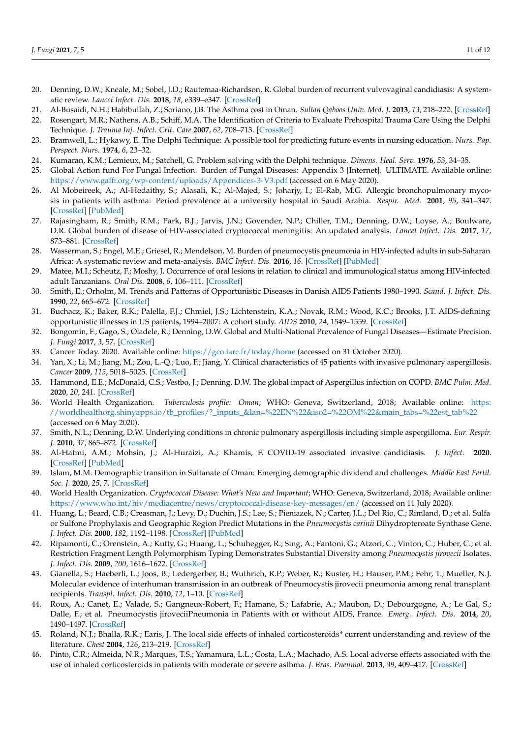20. Denning, D.W.; Kneale, M.; Sobel, J.D.; Rautemaa-Richardson, R. Global burden of recurrent vulvovaginal candidiasis: A systematic review. *Lancet Infect. Dis.* **2018**, *18*, e339–e347. [CrossRef]
21. Al-Busaidi, N.H.; Habibullah, Z.; Soriano, J.B. The Asthma cost in Oman. *Sultan Qaboos Univ. Med. J.* **2013**, *13*, 218–222. [CrossRef]
22. Rosengart, M.R.; Nathens, A.B.; Schiff, M.A. The Identification of Criteria to Evaluate Prehospital Trauma Care Using the Delphi Technique. *J. Trauma Inj. Infect. Crit. Care* **2007**, *62*, 708–713. [CrossRef]
23. Bramwell, L.; Hykawy, E. The Delphi Technique: A possible tool for predicting future events in nursing education. *Nurs. Pap. Perspect. Nurs.* **1974**, *6*, 23–32.
24. Kumaran, K.M.; Lemieux, M.; Satchell, G. Problem solving with the Delphi technique. *Dimens. Heal. Serv.* **1976**, *53*, 34–35.
25. Global Action fund For Fungal Infection. Burden of Fungal Diseases: Appendix 3 [Internet]. ULTIMATE. Available online: https://www.gaffi.org/wp-content/uploads/Appendices-3-V3.pdf (accessed on 6 May 2020).
26. Al Mobeireek, A.; Al-Hedaithy, S.; Alasali, K.; Al-Majed, S.; Joharjy, I.; El-Rab, M.G. Allergic bronchopulmonary mycosis in patients with asthma: Period prevalence at a university hospital in Saudi Arabia. *Respir. Med.* **2001**, *95*, 341–347. [CrossRef] [PubMed]
27. Rajasingham, R.; Smith, R.M.; Park, B.J.; Jarvis, J.N.; Govender, N.P.; Chiller, T.M.; Denning, D.W.; Loyse, A.; Boulware, D.R. Global burden of disease of HIV-associated cryptococcal meningitis: An updated analysis. *Lancet Infect. Dis.* **2017**, *17*, 873–881. [CrossRef]
28. Wasserman, S.; Engel, M.E.; Griesel, R.; Mendelson, M. Burden of pneumocystis pneumonia in HIV-infected adults in sub-Saharan Africa: A systematic review and meta-analysis. *BMC Infect. Dis.* **2016**, *16*. [CrossRef] [PubMed]
29. Matee, M.I.; Scheutz, F.; Moshy, J. Occurrence of oral lesions in relation to clinical and immunological status among HIV-infected adult Tanzanians. *Oral Dis.* **2008**, *6*, 106–111. [CrossRef]
30. Smith, E.; Orholm, M. Trends and Patterns of Opportunistic Diseases in Danish AIDS Patients 1980–1990. *Scand. J. Infect. Dis.* **1990**, *22*, 665–672. [CrossRef]
31. Buchacz, K.; Baker, R.K.; Palella, F.J.; Chmiel, J.S.; Lichtenstein, K.A.; Novak, R.M.; Wood, K.C.; Brooks, J.T. AIDS-defining opportunistic illnesses in US patients, 1994–2007: A cohort study. *AIDS* **2010**, *24*, 1549–1559. [CrossRef]
32. Bongomin, F.; Gago, S.; Oladele, R.; Denning, D.W. Global and Multi-National Prevalence of Fungal Diseases—Estimate Precision. *J. Fungi* **2017**, *3*, 57. [CrossRef]
33. Cancer Today. 2020. Available online: https://gco.iarc.fr/today/home (accessed on 31 October 2020).
34. Yan, X.; Li, M.; Jiang, M.; Zou, L.-Q.; Luo, F.; Jiang, Y. Clinical characteristics of 45 patients with invasive pulmonary aspergillosis. *Cancer* **2009**, *115*, 5018–5025. [CrossRef]
35. Hammond, E.E.; McDonald, C.S.; Vestbo, J.; Denning, D.W. The global impact of Aspergillus infection on COPD. *BMC Pulm. Med.* **2020**, *20*, 241. [CrossRef]
36. World Health Organization. *Tuberculosis profile: Oman*; WHO: Geneva, Switzerland, 2018; Available online: https://worldhealthorg.shinyapps.io/tb_profiles/?_inputs_&lan=%22EN%22&iso2=%22OM%22&main_tabs=%22est_tab%22 (accessed on 6 May 2020).
37. Smith, N.L.; Denning, D.W. Underlying conditions in chronic pulmonary aspergillosis including simple aspergilloma. *Eur. Respir. J.* **2010**, *37*, 865–872. [CrossRef]
38. Al-Hatmi, A.M.; Mohsin, J.; Al-Huraizi, A.; Khamis, F. COVID-19 associated invasive candidiasis. *J. Infect.* **2020**. [CrossRef] [PubMed]
39. Islam, M.M. Demographic transition in Sultanate of Oman: Emerging demographic dividend and challenges. *Middle East Fertil. Soc. J.* **2020**, *25*, 7. [CrossRef]
40. World Health Organization. *Cryptococcal Disease: What's New and Important*; WHO: Geneva, Switzerland, 2018; Available online: https://www.who.int/hiv/mediacentre/news/cryptococcal-disease-key-messages/en/ (accessed on 11 July 2020).
41. Huang, L.; Beard, C.B.; Creasman, J.; Levy, D.; Duchin, J.S.; Lee, S.; Pieniazek, N.; Carter, J.L.; Del Rio, C.; Rimland, D.; et al. Sulfa or Sulfone Prophylaxis and Geographic Region Predict Mutations in the *Pneumocystis carinii* Dihydropteroate Synthase Gene. *J. Infect. Dis.* **2000**, *182*, 1192–1198. [CrossRef] [PubMed]
42. Ripamonti, C.; Orenstein, A.; Kutty, G.; Huang, L.; Schuhegger, R.; Sing, A.; Fantoni, G.; Atzori, C.; Vinton, C.; Huber, C.; et al. Restriction Fragment Length Polymorphism Typing Demonstrates Substantial Diversity among *Pneumocystis jirovecii* Isolates. *J. Infect. Dis.* **2009**, *200*, 1616–1622. [CrossRef]
43. Gianella, S.; Haeberli, L.; Joos, B.; Ledergerber, B.; Wuthrich, R.P.; Weber, R.; Kuster, H.; Hauser, P.M.; Fehr, T.; Mueller, N.J. Molecular evidence of interhuman transmission in an outbreak of Pneumocystis jirovecii pneumonia among renal transplant recipients. *Transpl. Infect. Dis.* **2010**, *12*, 1–10. [CrossRef]
44. Roux, A.; Canet, E.; Valade, S.; Gangneux-Robert, F.; Hamane, S.; Lafabrie, A.; Maubon, D.; Debourgogne, A.; Le Gal, S.; Dalle, F.; et al. Pneumocystis jiroveciiPneumonia in Patients with or without AIDS, France. *Emerg. Infect. Dis.* **2014**, *20*, 1490–1497. [CrossRef]
45. Roland, N.J.; Bhalla, R.K.; Earis, J. The local side effects of inhaled corticosteroids* current understanding and review of the literature. *Chest* **2004**, *126*, 213–219. [CrossRef]
46. Pinto, C.R.; Almeida, N.R.; Marques, T.S.; Yamamura, L.L.; Costa, L.A.; Machado, A.S. Local adverse effects associated with the use of inhaled corticosteroids in patients with moderate or severe asthma. *J. Bras. Pneumol.* **2013**, *39*, 409–417. [CrossRef]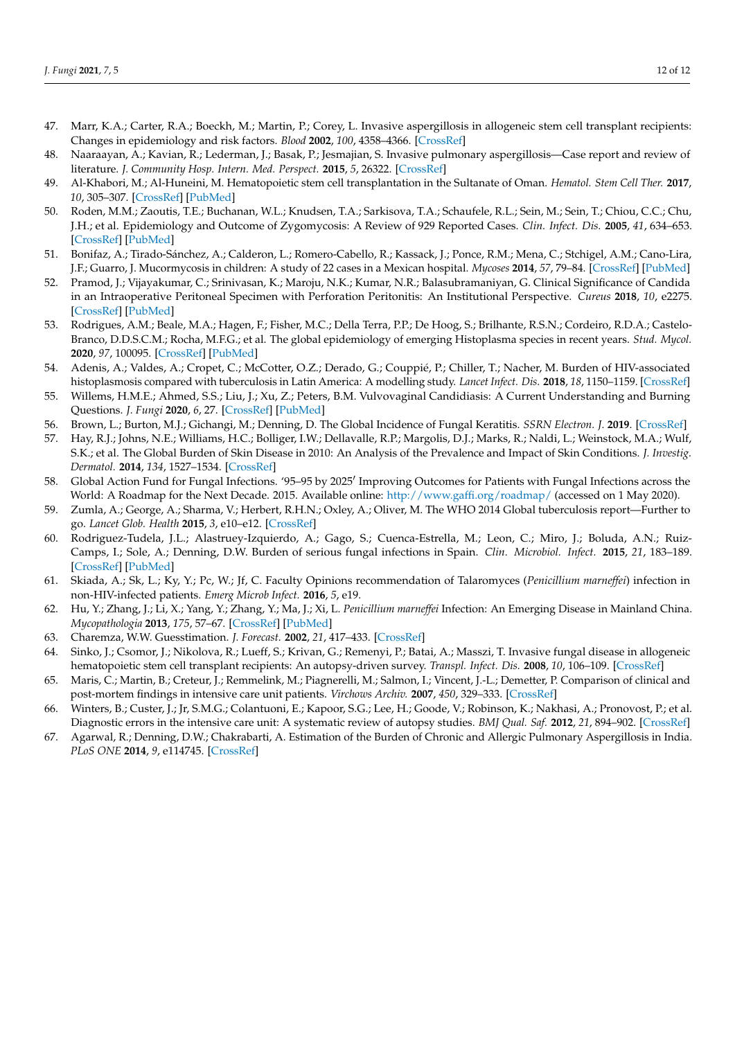47. Marr, K.A.; Carter, R.A.; Boeckh, M.; Martin, P.; Corey, L. Invasive aspergillosis in allogeneic stem cell transplant recipients: Changes in epidemiology and risk factors. *Blood* **2002**, *100*, 4358–4366. [CrossRef]
48. Naaraayan, A.; Kavian, R.; Lederman, J.; Basak, P.; Jesmajian, S. Invasive pulmonary aspergillosis—Case report and review of literature. *J. Community Hosp. Intern. Med. Perspect.* **2015**, *5*, 26322. [CrossRef]
49. Al-Khabori, M.; Al-Huneini, M. Hematopoietic stem cell transplantation in the Sultanate of Oman. *Hematol. Stem Cell Ther.* **2017**, *10*, 305–307. [CrossRef] [PubMed]
50. Roden, M.M.; Zaoutis, T.E.; Buchanan, W.L.; Knudsen, T.A.; Sarkisova, T.A.; Schaufele, R.L.; Sein, M.; Sein, T.; Chiou, C.C.; Chu, J.H.; et al. Epidemiology and Outcome of Zygomycosis: A Review of 929 Reported Cases. *Clin. Infect. Dis.* **2005**, *41*, 634–653. [CrossRef] [PubMed]
51. Bonifaz, A.; Tirado-Sánchez, A.; Calderon, L.; Romero-Cabello, R.; Kassack, J.; Ponce, R.M.; Mena, C.; Stchigel, A.M.; Cano-Lira, J.F.; Guarro, J. Mucormycosis in children: A study of 22 cases in a Mexican hospital. *Mycoses* **2014**, *57*, 79–84. [CrossRef] [PubMed]
52. Pramod, J.; Vijayakumar, C.; Srinivasan, K.; Maroju, N.K.; Kumar, N.R.; Balasubramaniyan, G. Clinical Significance of Candida in an Intraoperative Peritoneal Specimen with Perforation Peritonitis: An Institutional Perspective. *Cureus* **2018**, *10*, e2275. [CrossRef] [PubMed]
53. Rodrigues, A.M.; Beale, M.A.; Hagen, F.; Fisher, M.C.; Della Terra, P.P.; De Hoog, S.; Brilhante, R.S.N.; Cordeiro, R.D.A.; Castelo-Branco, D.D.S.C.M.; Rocha, M.F.G.; et al. The global epidemiology of emerging Histoplasma species in recent years. *Stud. Mycol.* **2020**, *97*, 100095. [CrossRef] [PubMed]
54. Adenis, A.; Valdes, A.; Cropet, C.; McCotter, O.Z.; Derado, G.; Couppié, P.; Chiller, T.; Nacher, M. Burden of HIV-associated histoplasmosis compared with tuberculosis in Latin America: A modelling study. *Lancet Infect. Dis.* **2018**, *18*, 1150–1159. [CrossRef]
55. Willems, H.M.E.; Ahmed, S.S.; Liu, J.; Xu, Z.; Peters, B.M. Vulvovaginal Candidiasis: A Current Understanding and Burning Questions. *J. Fungi* **2020**, *6*, 27. [CrossRef] [PubMed]
56. Brown, L.; Burton, M.J.; Gichangi, M.; Denning, D. The Global Incidence of Fungal Keratitis. *SSRN Electron. J.* **2019**. [CrossRef]
57. Hay, R.J.; Johns, N.E.; Williams, H.C.; Bolliger, I.W.; Dellavalle, R.P.; Margolis, D.J.; Marks, R.; Naldi, L.; Weinstock, M.A.; Wulf, S.K.; et al. The Global Burden of Skin Disease in 2010: An Analysis of the Prevalence and Impact of Skin Conditions. *J. Investig. Dermatol.* **2014**, *134*, 1527–1534. [CrossRef]
58. Global Action Fund for Fungal Infections. '95–95 by 2025′ Improving Outcomes for Patients with Fungal Infections across the World: A Roadmap for the Next Decade. 2015. Available online: http://www.gaffi.org/roadmap/ (accessed on 1 May 2020).
59. Zumla, A.; George, A.; Sharma, V.; Herbert, R.H.N.; Oxley, A.; Oliver, M. The WHO 2014 Global tuberculosis report—Further to go. *Lancet Glob. Health* **2015**, *3*, e10–e12. [CrossRef]
60. Rodriguez-Tudela, J.L.; Alastruey-Izquierdo, A.; Gago, S.; Cuenca-Estrella, M.; Leon, C.; Miro, J.; Boluda, A.N.; Ruiz-Camps, I.; Sole, A.; Denning, D.W. Burden of serious fungal infections in Spain. *Clin. Microbiol. Infect.* **2015**, *21*, 183–189. [CrossRef] [PubMed]
61. Skiada, A.; Sk, L.; Ky, Y.; Pc, W.; Jf, C. Faculty Opinions recommendation of Talaromyces (*Penicillium marneffei*) infection in non-HIV-infected patients. *Emerg Microb Infect.* **2016**, *5*, e19.
62. Hu, Y.; Zhang, J.; Li, X.; Yang, Y.; Zhang, Y.; Ma, J.; Xi, L. *Penicillium marneffei* Infection: An Emerging Disease in Mainland China. *Mycopathologia* **2013**, *175*, 57–67. [CrossRef] [PubMed]
63. Charemza, W.W. Guesstimation. *J. Forecast.* **2002**, *21*, 417–433. [CrossRef]
64. Sinko, J.; Csomor, J.; Nikolova, R.; Lueff, S.; Krivan, G.; Remenyi, P.; Batai, A.; Masszi, T. Invasive fungal disease in allogeneic hematopoietic stem cell transplant recipients: An autopsy-driven survey. *Transpl. Infect. Dis.* **2008**, *10*, 106–109. [CrossRef]
65. Maris, C.; Martin, B.; Creteur, J.; Remmelink, M.; Piagnerelli, M.; Salmon, I.; Vincent, J.-L.; Demetter, P. Comparison of clinical and post-mortem findings in intensive care unit patients. *Virchows Archiv.* **2007**, *450*, 329–333. [CrossRef]
66. Winters, B.; Custer, J.; Jr, S.M.G.; Colantuoni, E.; Kapoor, S.G.; Lee, H.; Goode, V.; Robinson, K.; Nakhasi, A.; Pronovost, P.; et al. Diagnostic errors in the intensive care unit: A systematic review of autopsy studies. *BMJ Qual. Saf.* **2012**, *21*, 894–902. [CrossRef]
67. Agarwal, R.; Denning, D.W.; Chakrabarti, A. Estimation of the Burden of Chronic and Allergic Pulmonary Aspergillosis in India. *PLoS ONE* **2014**, *9*, e114745. [CrossRef]